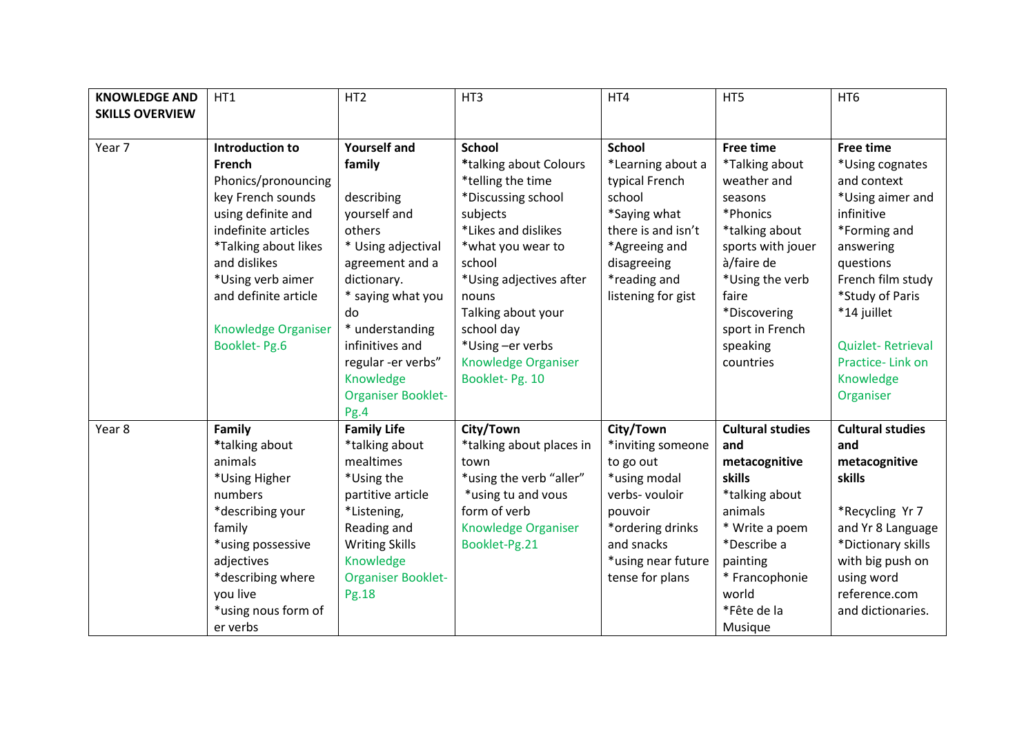| **KNOWLEDGE AND SKILLS OVERVIEW** | HT1 | HT2 | HT3 | HT4 | HT5 | HT6 |
|---|---|---|---|---|---|---|
| Year 7 | **Introduction to French**<br>Phonics/pronouncing key French sounds using definite and indefinite articles<br>*Talking about likes and dislikes<br>*Using verb aimer and definite article<br><br>Knowledge Organiser Booklet- Pg.6 | **Yourself and family**<br><br>describing yourself and others<br>* Using adjectival agreement and a dictionary.<br>* saying what you do<br>* understanding infinitives and regular -er verbs"<br>Knowledge Organiser Booklet- Pg.4 | **School**<br>*talking about Colours<br>*telling the time<br>*Discussing school subjects<br>*Likes and dislikes<br>*what you wear to school<br>*Using adjectives after nouns<br>Talking about your school day<br>*Using –er verbs<br>Knowledge Organiser Booklet- Pg. 10 | **School**<br>*Learning about a typical French school<br>*Saying what there is and isn't<br>*Agreeing and disagreeing<br>*reading and listening for gist | **Free time**<br>*Talking about weather and seasons<br>*Phonics<br>*talking about sports with jouer à/faire de<br>*Using the verb faire<br>*Discovering sport in French speaking countries | **Free time**<br>*Using cognates and context<br>*Using aimer and infinitive<br>*Forming and answering questions<br>French film study<br>*Study of Paris<br>*14 juillet<br><br>Quizlet- Retrieval Practice- Link on Knowledge Organiser |
| Year 8 | **Family**<br>*talking about animals<br>*Using Higher numbers<br>*describing your family<br>*using possessive adjectives<br>*describing where you live<br>*using nous form of er verbs | **Family Life**<br>*talking about mealtimes<br>*Using the partitive article<br>*Listening, Reading and Writing Skills<br>Knowledge Organiser Booklet- Pg.18 | **City/Town**<br>*talking about places in town<br>*using the verb "aller"<br>*using tu and vous form of verb<br>Knowledge Organiser Booklet-Pg.21 | **City/Town**<br>*inviting someone to go out<br>*using modal verbs- vouloir pouvoir<br>*ordering drinks and snacks<br>*using near future tense for plans | **Cultural studies and metacognitive skills**<br>*talking about animals<br>* Write a poem<br>*Describe a painting<br>* Francophonie world<br>*Fête de la Musique | **Cultural studies and metacognitive skills**<br><br>*Recycling Yr 7 and Yr 8 Language<br>*Dictionary skills with big push on using word reference.com and dictionaries. |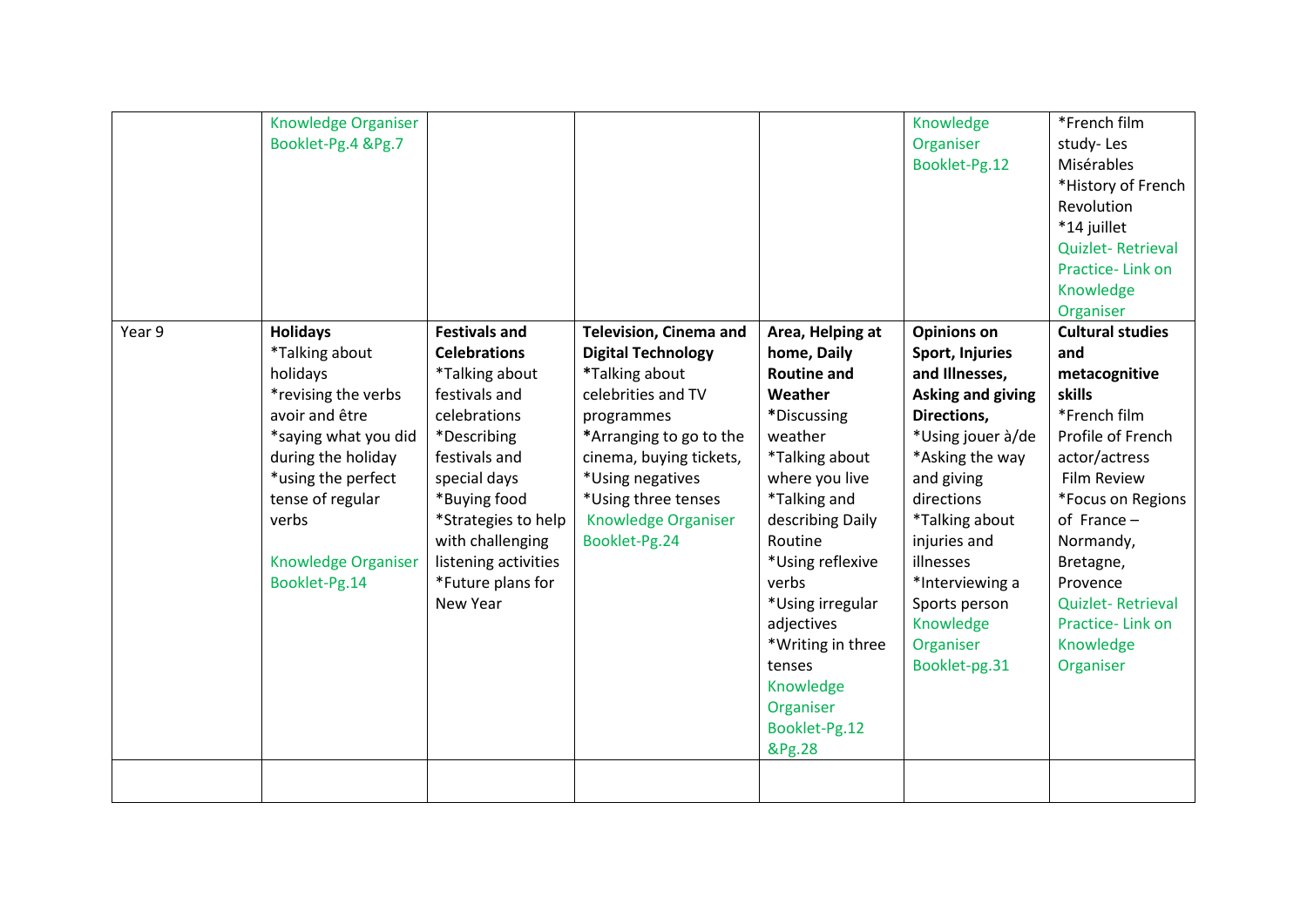| | | | | | | |
|---|---|---|---|---|---|---|
| | Knowledge Organiser Booklet-Pg.4 &Pg.7 | | | | Knowledge Organiser Booklet-Pg.12 | *French film study- Les Misérables<br>*History of French Revolution<br>*14 juillet<br>Quizlet- Retrieval Practice- Link on Knowledge Organiser |
| Year 9 | **Holidays**<br>*Talking about holidays<br>*revising the verbs avoir and être<br>*saying what you did during the holiday<br>*using the perfect tense of regular verbs<br><br>Knowledge Organiser Booklet-Pg.14 | **Festivals and Celebrations**<br>*Talking about festivals and celebrations<br>*Describing festivals and special days<br>*Buying food<br>*Strategies to help with challenging listening activities<br>*Future plans for New Year | **Television, Cinema and Digital Technology**<br>*Talking about celebrities and TV programmes<br>*Arranging to go to the cinema, buying tickets,<br>*Using negatives<br>*Using three tenses<br>Knowledge Organiser Booklet-Pg.24 | **Area, Helping at home, Daily Routine and Weather**<br>*Discussing weather<br>*Talking about where you live<br>*Talking and describing Daily Routine<br>*Using reflexive verbs<br>*Using irregular adjectives<br>*Writing in three tenses<br>Knowledge Organiser Booklet-Pg.12 &Pg.28 | **Opinions on Sport, Injuries and Illnesses, Asking and giving Directions,**<br>*Using jouer à/de<br>*Asking the way and giving directions<br>*Talking about injuries and illnesses<br>*Interviewing a Sports person<br>Knowledge Organiser Booklet-pg.31 | **Cultural studies and metacognitive skills**<br>*French film Profile of French actor/actress Film Review<br>*Focus on Regions of France – Normandy, Bretagne, Provence<br>Quizlet- Retrieval Practice- Link on Knowledge Organiser |
| | | | | | | |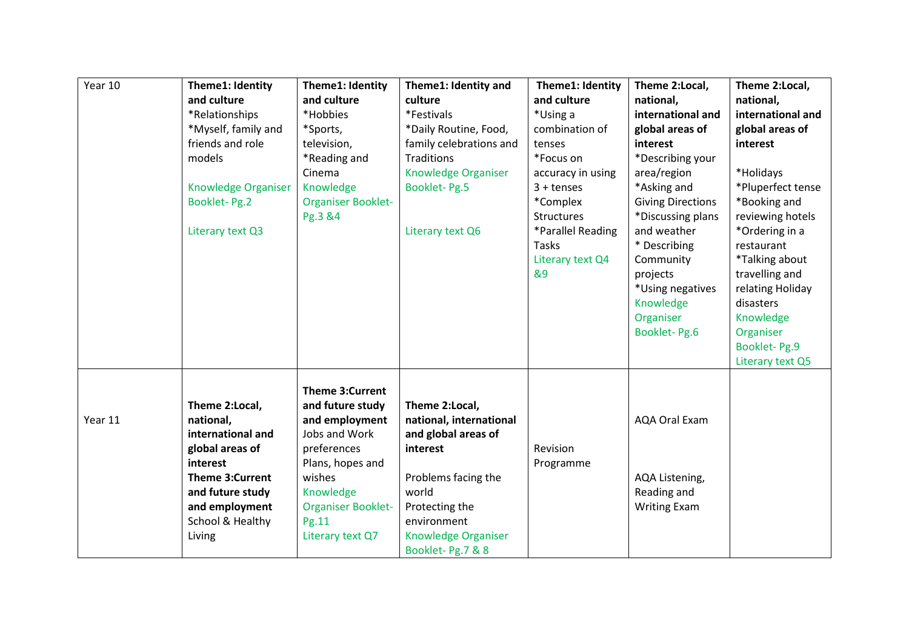| Year 10 | **Theme1: Identity and culture**<br>*Relationships<br>*Myself, family and friends and role models<br><br>Knowledge Organiser Booklet- Pg.2<br><br>Literary text Q3 | **Theme1: Identity and culture**<br>*Hobbies<br>*Sports, television,<br>*Reading and Cinema<br>Knowledge Organiser Booklet- Pg.3 &4 | **Theme1: Identity and culture**<br>*Festivals<br>*Daily Routine, Food, family celebrations and Traditions<br>Knowledge Organiser Booklet- Pg.5<br><br>Literary text Q6 | **Theme1: Identity and culture**<br>*Using a combination of tenses<br>*Focus on accuracy in using 3 + tenses<br>*Complex Structures<br>*Parallel Reading Tasks<br>Literary text Q4 &9 | **Theme 2:Local, national, international and global areas of interest**<br>*Describing your area/region<br>*Asking and Giving Directions<br>*Discussing plans and weather<br>* Describing Community projects<br>*Using negatives<br>Knowledge Organiser Booklet- Pg.6 | **Theme 2:Local, national, international and global areas of interest**<br><br>*Holidays<br>*Pluperfect tense<br>*Booking and reviewing hotels<br>*Ordering in a restaurant<br>*Talking about travelling and relating Holiday disasters<br>Knowledge Organiser Booklet- Pg.9<br>Literary text Q5 |
|---|---|---|---|---|---|---|
| Year 11 | **Theme 2:Local, national, international and global areas of interest**<br>**Theme 3:Current and future study and employment**<br>School & Healthy Living | **Theme 3:Current and future study and employment**<br>Jobs and Work preferences<br>Plans, hopes and wishes<br>Knowledge Organiser Booklet- Pg.11<br>Literary text Q7 | **Theme 2:Local, national, international and global areas of interest**<br><br>Problems facing the world<br>Protecting the environment<br>Knowledge Organiser Booklet- Pg.7 & 8 | Revision Programme | AQA Oral Exam<br><br>AQA Listening, Reading and Writing Exam | |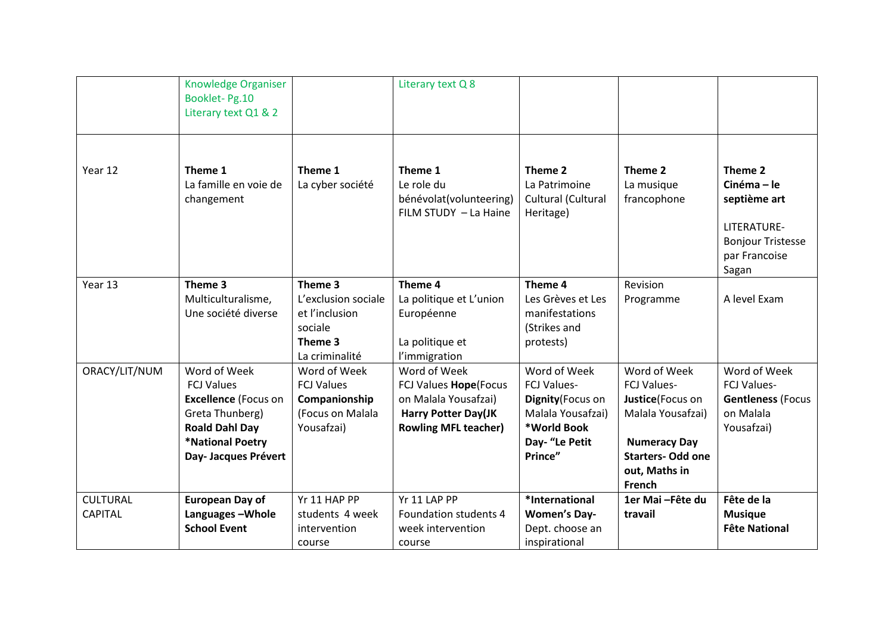|  |  |  |  |  |  |  |
|---|---|---|---|---|---|---|
|  | Knowledge Organiser Booklet- Pg.10<br>Literary text Q1 & 2 |  | Literary text Q 8 |  |  |  |
| Year 12 | **Theme 1**<br>La famille en voie de changement | **Theme 1**<br>La cyber société | **Theme 1**<br>Le role du bénévolat(volunteering)<br>FILM STUDY – La Haine | **Theme 2**<br>La Patrimoine Cultural (Cultural Heritage) | **Theme 2**<br>La musique francophone | **Theme 2**<br>**Cinéma – le septième art**<br><br>LITERATURE- Bonjour Tristesse par Francoise Sagan |
| Year 13 | **Theme 3**<br>Multiculturalisme, Une société diverse | **Theme 3**<br>L'exclusion sociale et l'inclusion sociale<br>**Theme 3**<br>La criminalité | **Theme 4**<br>La politique et L'union Européenne<br><br>La politique et l'immigration | **Theme 4**<br>Les Grèves et Les manifestations (Strikes and protests) | Revision Programme | A level Exam |
| ORACY/LIT/NUM | Word of Week<br>FCJ Values<br>**Excellence** (Focus on Greta Thunberg)<br>**Roald Dahl Day**<br>***National Poetry Day- Jacques Prévert** | Word of Week<br>FCJ Values<br>**Companionship** (Focus on Malala Yousafzai) | Word of Week<br>FCJ Values **Hope**(Focus on Malala Yousafzai)<br>**Harry Potter Day(JK Rowling MFL teacher)** | Word of Week<br>FCJ Values- **Dignity**(Focus on Malala Yousafzai)<br>***World Book Day- "Le Petit Prince"** | Word of Week<br>FCJ Values- **Justice**(Focus on Malala Yousafzai)<br><br>**Numeracy Day Starters- Odd one out, Maths in French** | Word of Week<br>FCJ Values- **Gentleness** (Focus on Malala Yousafzai) |
| CULTURAL CAPITAL | **European Day of Languages –Whole School Event** | Yr 11 HAP PP students 4 week intervention course | Yr 11 LAP PP Foundation students 4 week intervention course | ***International Women's Day-**<br>Dept. choose an inspirational | **1er Mai –Fête du travail** | **Fête de la Musique**<br>**Fête National** |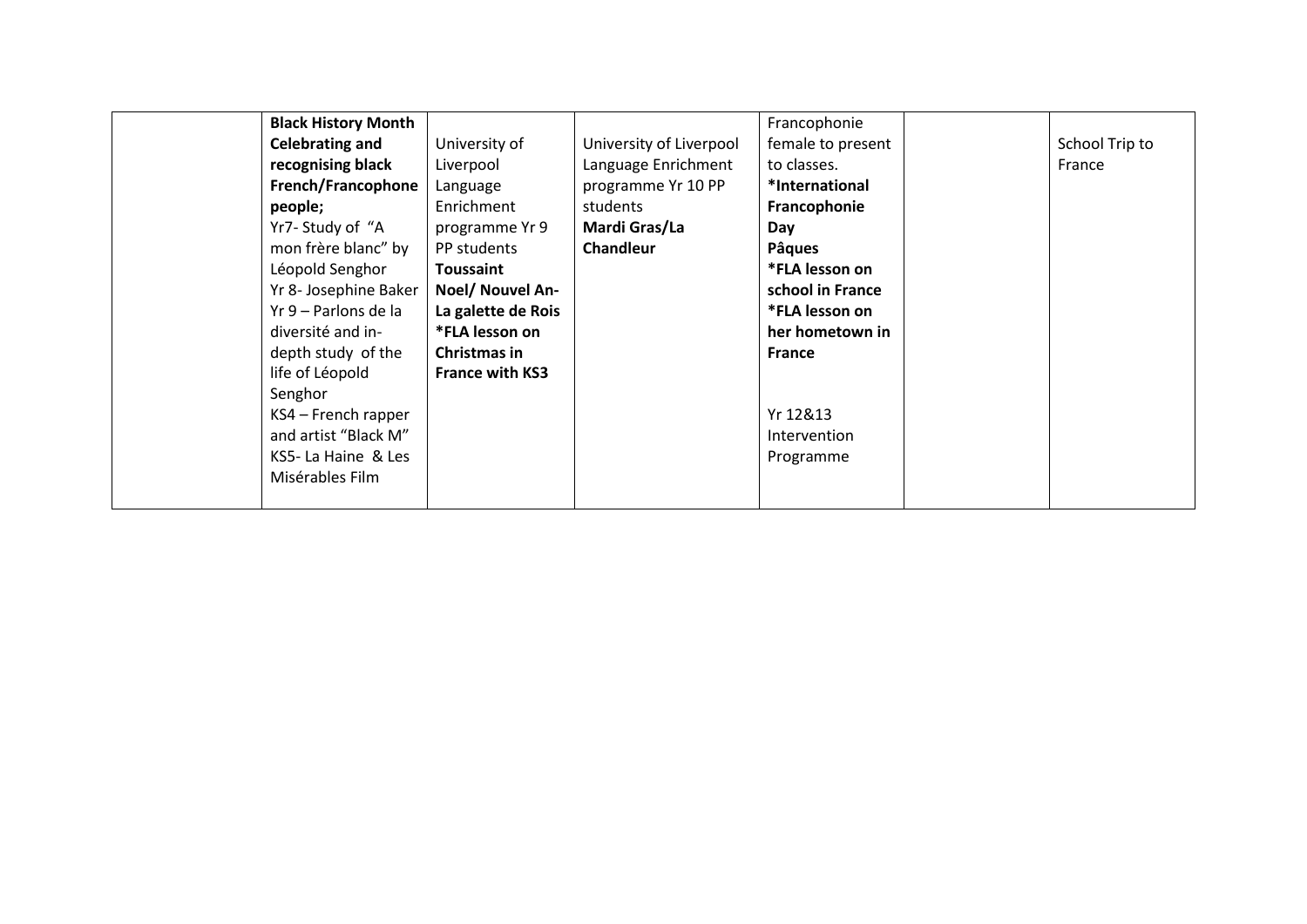| | | | | | | |
|---|---|---|---|---|---|---|
| | **Black History Month Celebrating and recognising black French/Francophone people;**<br>Yr7- Study of "A mon frère blanc" by Léopold Senghor<br>Yr 8- Josephine Baker<br>Yr 9 – Parlons de la diversité and in-depth study of the life of Léopold Senghor<br>KS4 – French rapper and artist "Black M"<br>KS5- La Haine & Les Misérables Film | University of Liverpool Language Enrichment programme Yr 9 PP students<br>**Toussaint**<br>**Noel/ Nouvel An- La galette de Rois**<br>**\*FLA lesson on Christmas in France with KS3** | University of Liverpool Language Enrichment programme Yr 10 PP students<br>**Mardi Gras/La Chandleur** | Francophonie female to present to classes.<br>**\*International Francophonie Day**<br>**Pâques**<br>**\*FLA lesson on school in France**<br>**\*FLA lesson on her hometown in France**<br><br>Yr 12&13 Intervention Programme | | School Trip to France |